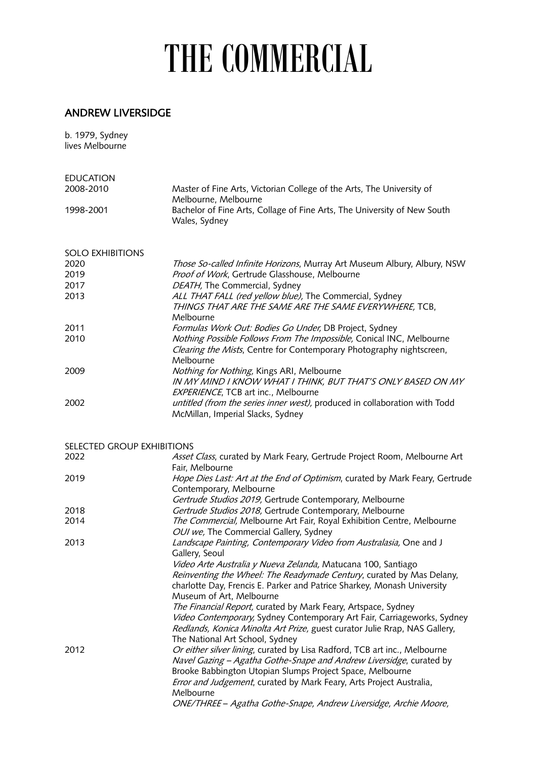# THE COMMERCIAL

## ANDREW LIVERSIDGE

b. 1979, Sydney
lives Melbourne

EDUCATION

| | |
|---|---|
| 2008-2010 | Master of Fine Arts, Victorian College of the Arts, The University of Melbourne, Melbourne |
| 1998-2001 | Bachelor of Fine Arts, Collage of Fine Arts, The University of New South Wales, Sydney |

SOLO EXHIBITIONS

| | |
|---|---|
| 2020 | *Those So-called Infinite Horizons*, Murray Art Museum Albury, Albury, NSW |
| 2019 | *Proof of Work*, Gertrude Glasshouse, Melbourne |
| 2017 | *DEATH,* The Commercial, Sydney |
| 2013 | *ALL THAT FALL (red yellow blue),* The Commercial, Sydney |
| | *THINGS THAT ARE THE SAME ARE THE SAME EVERYWHERE,* TCB, Melbourne |
| 2011 | *Formulas Work Out: Bodies Go Under,* DB Project, Sydney |
| 2010 | *Nothing Possible Follows From The Impossible,* Conical INC, Melbourne |
| | *Clearing the Mists*, Centre for Contemporary Photography nightscreen, Melbourne |
| 2009 | *Nothing for Nothing,* Kings ARI, Melbourne |
| | *IN MY MIND I KNOW WHAT I THINK, BUT THAT'S ONLY BASED ON MY EXPERIENCE*, TCB art inc., Melbourne |
| 2002 | *untitled (from the series inner west),* produced in collaboration with Todd McMillan, Imperial Slacks, Sydney |

SELECTED GROUP EXHIBITIONS

| | |
|---|---|
| 2022 | *Asset Class*, curated by Mark Feary, Gertrude Project Room, Melbourne Art Fair, Melbourne |
| 2019 | *Hope Dies Last: Art at the End of Optimism*, curated by Mark Feary, Gertrude Contemporary, Melbourne |
| | *Gertrude Studios 2019,* Gertrude Contemporary, Melbourne |
| 2018 | *Gertrude Studios 2018,* Gertrude Contemporary, Melbourne |
| 2014 | *The Commercial,* Melbourne Art Fair, Royal Exhibition Centre, Melbourne |
| | *OUI we,* The Commercial Gallery, Sydney |
| 2013 | *Landscape Painting, Contemporary Video from Australasia,* One and J Gallery, Seoul |
| | *Video Arte Australia y Nueva Zelanda,* Matucana 100, Santiago |
| | *Reinventing the Wheel: The Readymade Century*, curated by Mas Delany, charlotte Day, Frencis E. Parker and Patrice Sharkey, Monash University Museum of Art, Melbourne |
| | *The Financial Report,* curated by Mark Feary, Artspace, Sydney |
| | *Video Contemporary,* Sydney Contemporary Art Fair, Carriageworks, Sydney |
| | *Redlands, Konica Minolta Art Prize,* guest curator Julie Rrap, NAS Gallery, The National Art School, Sydney |
| 2012 | *Or either silver lining*, curated by Lisa Radford, TCB art inc., Melbourne |
| | *Navel Gazing – Agatha Gothe-Snape and Andrew Liversidge*, curated by Brooke Babbington Utopian Slumps Project Space, Melbourne |
| | *Error and Judgement*, curated by Mark Feary, Arts Project Australia, Melbourne |
| | *ONE/THREE – Agatha Gothe-Snape, Andrew Liversidge, Archie Moore,* |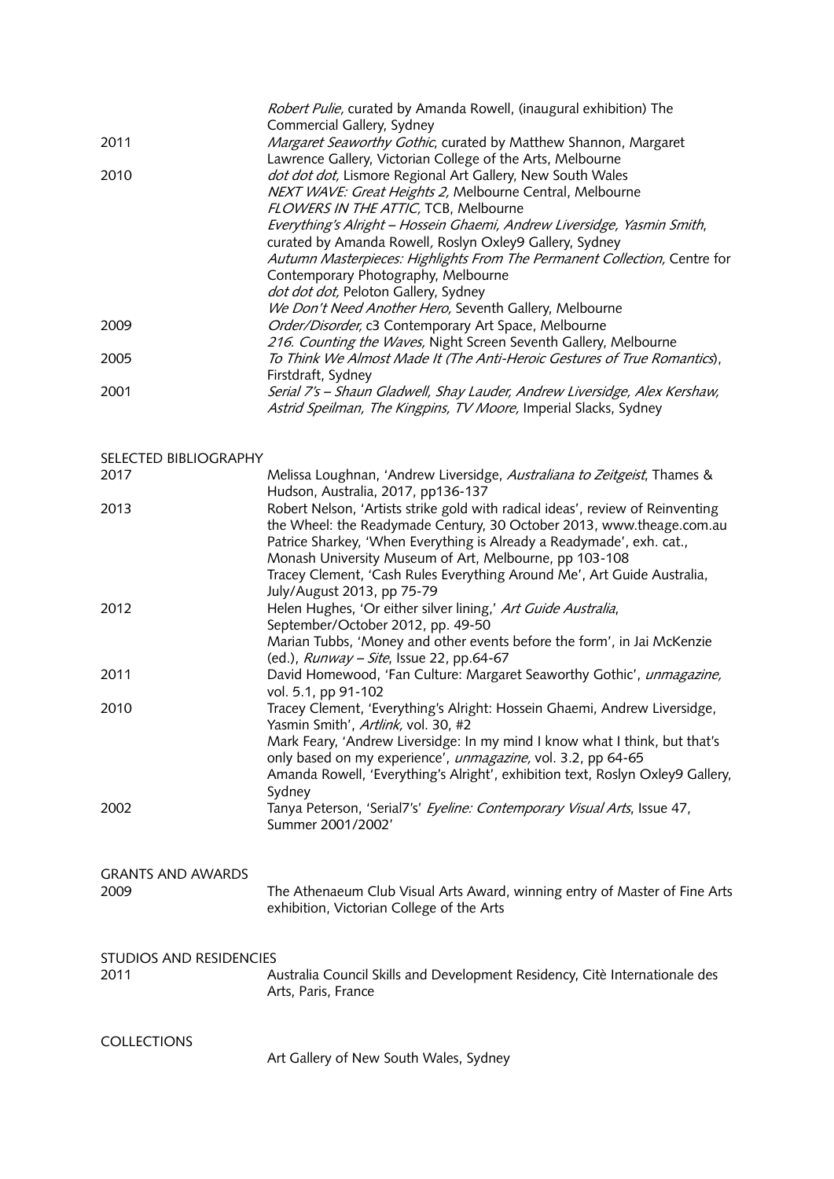| | |
|---|---|
| | *Robert Pulie,* curated by Amanda Rowell, (inaugural exhibition) The Commercial Gallery, Sydney |
| 2011 | *Margaret Seaworthy Gothic*, curated by Matthew Shannon, Margaret Lawrence Gallery, Victorian College of the Arts, Melbourne |
| 2010 | *dot dot dot,* Lismore Regional Art Gallery, New South Wales |
| | *NEXT WAVE: Great Heights 2,* Melbourne Central, Melbourne |
| | *FLOWERS IN THE ATTIC,* TCB, Melbourne |
| | *Everything's Alright – Hossein Ghaemi, Andrew Liversidge, Yasmin Smith*, curated by Amanda Rowell, Roslyn Oxley9 Gallery, Sydney |
| | *Autumn Masterpieces: Highlights From The Permanent Collection,* Centre for Contemporary Photography, Melbourne |
| | *dot dot dot,* Peloton Gallery, Sydney |
| | *We Don't Need Another Hero,* Seventh Gallery, Melbourne |
| 2009 | *Order/Disorder,* c3 Contemporary Art Space, Melbourne |
| | *216. Counting the Waves,* Night Screen Seventh Gallery, Melbourne |
| 2005 | *To Think We Almost Made It (The Anti-Heroic Gestures of True Romantics*), Firstdraft, Sydney |
| 2001 | *Serial 7's – Shaun Gladwell, Shay Lauder, Andrew Liversidge, Alex Kershaw, Astrid Speilman, The Kingpins, TV Moore,* Imperial Slacks, Sydney |

## SELECTED BIBLIOGRAPHY

| | |
|---|---|
| 2017 | Melissa Loughnan, 'Andrew Liversidge, *Australiana to Zeitgeist*, Thames & Hudson, Australia, 2017, pp136-137 |
| 2013 | Robert Nelson, 'Artists strike gold with radical ideas', review of Reinventing the Wheel: the Readymade Century, 30 October 2013, www.theage.com.au |
| | Patrice Sharkey, 'When Everything is Already a Readymade', exh. cat., Monash University Museum of Art, Melbourne, pp 103-108 |
| | Tracey Clement, 'Cash Rules Everything Around Me', Art Guide Australia, July/August 2013, pp 75-79 |
| 2012 | Helen Hughes, 'Or either silver lining,' *Art Guide Australia*, September/October 2012, pp. 49-50 |
| | Marian Tubbs, 'Money and other events before the form', in Jai McKenzie (ed.), *Runway – Site*, Issue 22, pp.64-67 |
| 2011 | David Homewood, 'Fan Culture: Margaret Seaworthy Gothic', *unmagazine,* vol. 5.1, pp 91-102 |
| 2010 | Tracey Clement, 'Everything's Alright: Hossein Ghaemi, Andrew Liversidge, Yasmin Smith', *Artlink,* vol. 30, #2 |
| | Mark Feary, 'Andrew Liversidge: In my mind I know what I think, but that's only based on my experience', *unmagazine,* vol. 3.2, pp 64-65 |
| | Amanda Rowell, 'Everything's Alright', exhibition text, Roslyn Oxley9 Gallery, Sydney |
| 2002 | Tanya Peterson, 'Serial7's' *Eyeline: Contemporary Visual Arts*, Issue 47, Summer 2001/2002' |

## GRANTS AND AWARDS

| | |
|---|---|
| 2009 | The Athenaeum Club Visual Arts Award, winning entry of Master of Fine Arts exhibition, Victorian College of the Arts |

## STUDIOS AND RESIDENCIES

| | |
|---|---|
| 2011 | Australia Council Skills and Development Residency, Citè Internationale des Arts, Paris, France |

## COLLECTIONS

Art Gallery of New South Wales, Sydney